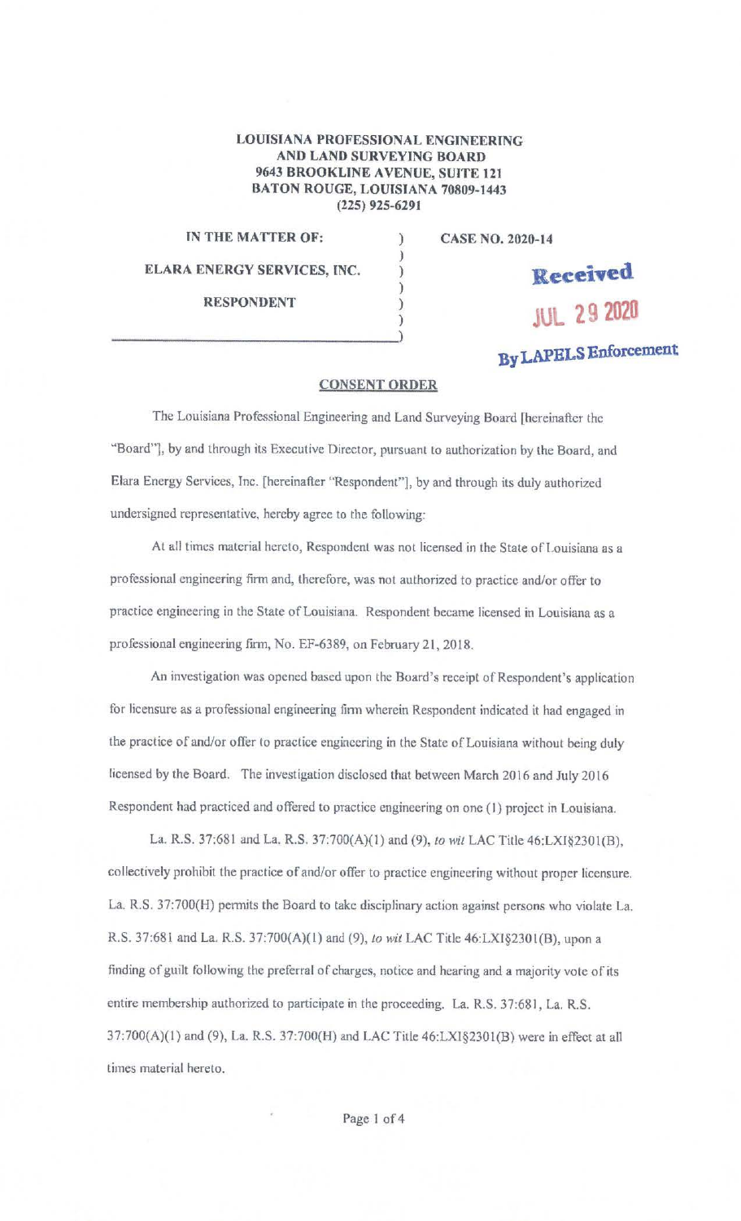**LOUISIANA PROFESSIONAL ENGINEERING AND LAND SURVEYING BOARD**
**9643 BROOKLINE AVENUE, SUITE 121**
**BATON ROUGE, LOUISIANA 70809-1443**
**(225) 925-6291**

**IN THE MATTER OF:** ) **CASE NO. 2020-14**

**ELARA ENERGY SERVICES, INC.** )

**RESPONDENT** )

Received
JUL 29 2020
By LAPELS Enforcement

## CONSENT ORDER

The Louisiana Professional Engineering and Land Surveying Board [hereinafter the "Board"], by and through its Executive Director, pursuant to authorization by the Board, and Elara Energy Services, Inc. [hereinafter "Respondent"], by and through its duly authorized undersigned representative, hereby agree to the following:

At all times material hereto, Respondent was not licensed in the State of Louisiana as a professional engineering firm and, therefore, was not authorized to practice and/or offer to practice engineering in the State of Louisiana. Respondent became licensed in Louisiana as a professional engineering firm, No. EF-6389, on February 21, 2018.

An investigation was opened based upon the Board's receipt of Respondent's application for licensure as a professional engineering firm wherein Respondent indicated it had engaged in the practice of and/or offer to practice engineering in the State of Louisiana without being duly licensed by the Board. The investigation disclosed that between March 2016 and July 2016 Respondent had practiced and offered to practice engineering on one (1) project in Louisiana.

La. R.S. 37:681 and La. R.S. 37:700(A)(1) and (9), *to wit* LAC Title 46:LXI§2301(B), collectively prohibit the practice of and/or offer to practice engineering without proper licensure. La. R.S. 37:700(H) permits the Board to take disciplinary action against persons who violate La. R.S. 37:681 and La. R.S. 37:700(A)(1) and (9), *to wit* LAC Title 46:LXI§2301(B), upon a finding of guilt following the preferral of charges, notice and hearing and a majority vote of its entire membership authorized to participate in the proceeding. La. R.S. 37:681, La. R.S. 37:700(A)(1) and (9), La. R.S. 37:700(H) and LAC Title 46:LXI§2301(B) were in effect at all times material hereto.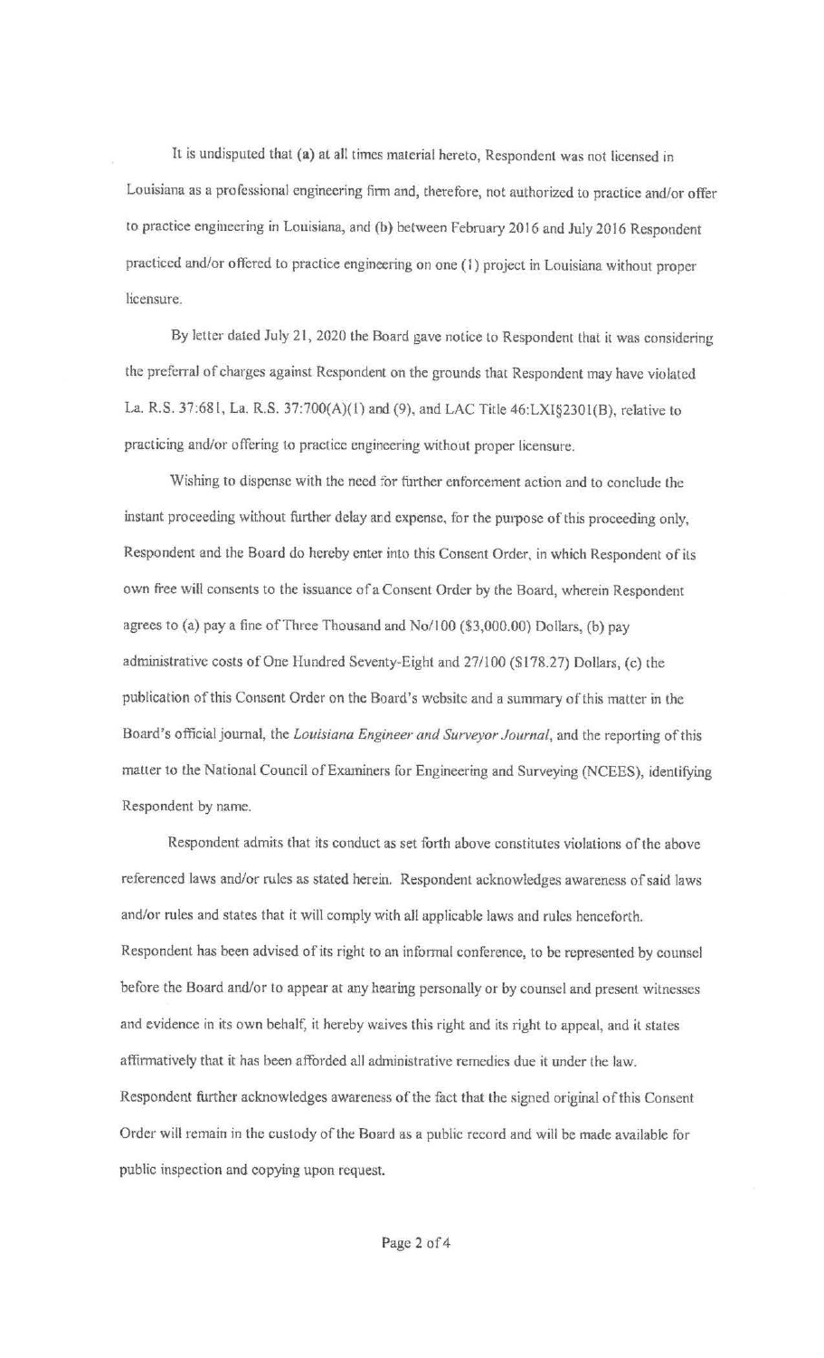It is undisputed that (a) at all times material hereto, Respondent was not licensed in Louisiana as a professional engineering firm and, therefore, not authorized to practice and/or offer to practice engineering in Louisiana, and (b) between February 2016 and July 2016 Respondent practiced and/or offered to practice engineering on one (1) project in Louisiana without proper licensure.

By letter dated July 21, 2020 the Board gave notice to Respondent that it was considering the preferral of charges against Respondent on the grounds that Respondent may have violated La. R.S. 37:681, La. R.S. 37:700(A)(1) and (9), and LAC Title 46:LXI§2301(B), relative to practicing and/or offering to practice engineering without proper licensure.

Wishing to dispense with the need for further enforcement action and to conclude the instant proceeding without further delay and expense, for the purpose of this proceeding only, Respondent and the Board do hereby enter into this Consent Order, in which Respondent of its own free will consents to the issuance of a Consent Order by the Board, wherein Respondent agrees to (a) pay a fine of Three Thousand and No/100 ($3,000.00) Dollars, (b) pay administrative costs of One Hundred Seventy-Eight and 27/100 ($178.27) Dollars, (c) the publication of this Consent Order on the Board's website and a summary of this matter in the Board's official journal, the *Louisiana Engineer and Surveyor Journal*, and the reporting of this matter to the National Council of Examiners for Engineering and Surveying (NCEES), identifying Respondent by name.

Respondent admits that its conduct as set forth above constitutes violations of the above referenced laws and/or rules as stated herein. Respondent acknowledges awareness of said laws and/or rules and states that it will comply with all applicable laws and rules henceforth. Respondent has been advised of its right to an informal conference, to be represented by counsel before the Board and/or to appear at any hearing personally or by counsel and present witnesses and evidence in its own behalf, it hereby waives this right and its right to appeal, and it states affirmatively that it has been afforded all administrative remedies due it under the law. Respondent further acknowledges awareness of the fact that the signed original of this Consent Order will remain in the custody of the Board as a public record and will be made available for public inspection and copying upon request.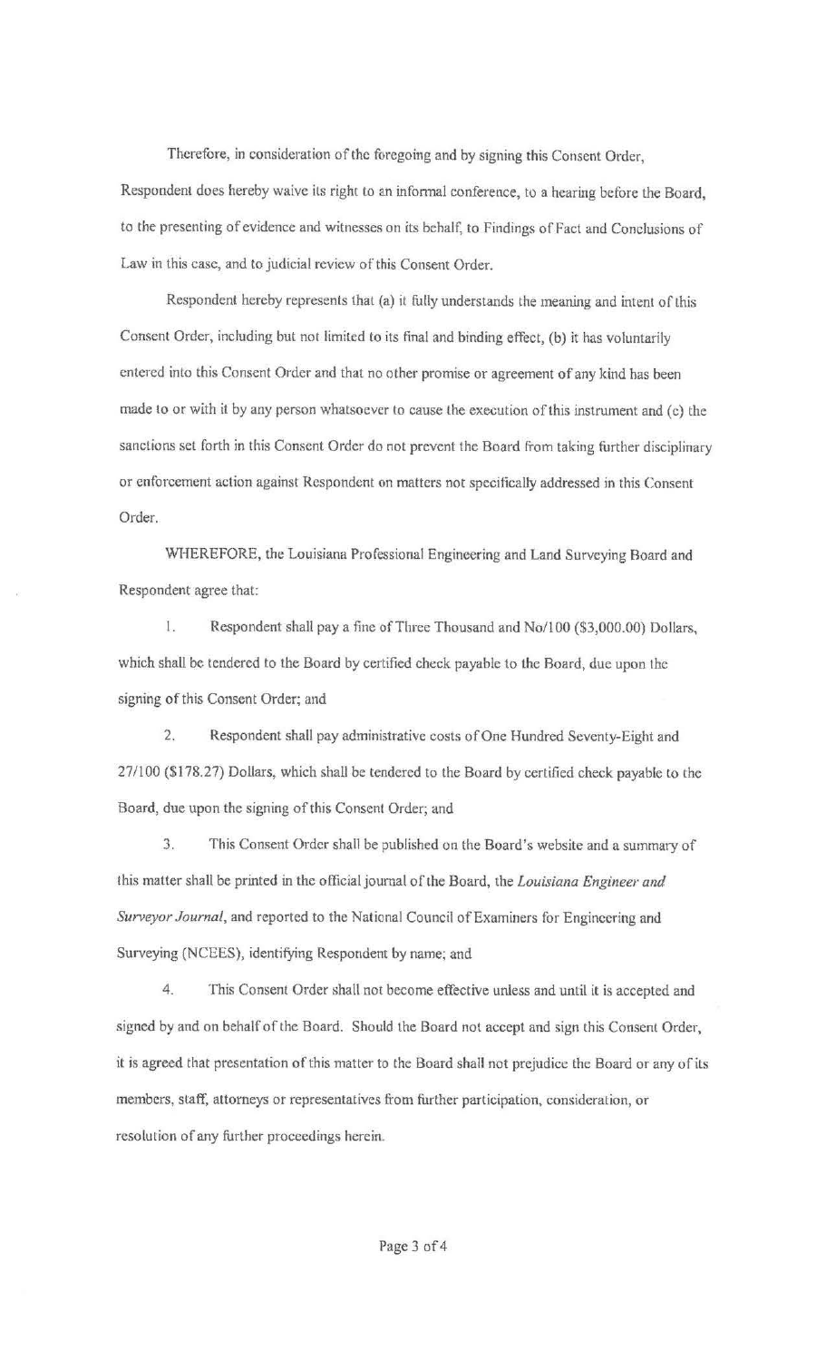Therefore, in consideration of the foregoing and by signing this Consent Order, Respondent does hereby waive its right to an informal conference, to a hearing before the Board, to the presenting of evidence and witnesses on its behalf, to Findings of Fact and Conclusions of Law in this case, and to judicial review of this Consent Order.

Respondent hereby represents that (a) it fully understands the meaning and intent of this Consent Order, including but not limited to its final and binding effect, (b) it has voluntarily entered into this Consent Order and that no other promise or agreement of any kind has been made to or with it by any person whatsoever to cause the execution of this instrument and (c) the sanctions set forth in this Consent Order do not prevent the Board from taking further disciplinary or enforcement action against Respondent on matters not specifically addressed in this Consent Order.

WHEREFORE, the Louisiana Professional Engineering and Land Surveying Board and Respondent agree that:

1. Respondent shall pay a fine of Three Thousand and No/100 ($3,000.00) Dollars, which shall be tendered to the Board by certified check payable to the Board, due upon the signing of this Consent Order; and

2. Respondent shall pay administrative costs of One Hundred Seventy-Eight and 27/100 ($178.27) Dollars, which shall be tendered to the Board by certified check payable to the Board, due upon the signing of this Consent Order; and

3. This Consent Order shall be published on the Board's website and a summary of this matter shall be printed in the official journal of the Board, the *Louisiana Engineer and Surveyor Journal*, and reported to the National Council of Examiners for Engineering and Surveying (NCEES), identifying Respondent by name; and

4. This Consent Order shall not become effective unless and until it is accepted and signed by and on behalf of the Board. Should the Board not accept and sign this Consent Order, it is agreed that presentation of this matter to the Board shall not prejudice the Board or any of its members, staff, attorneys or representatives from further participation, consideration, or resolution of any further proceedings herein.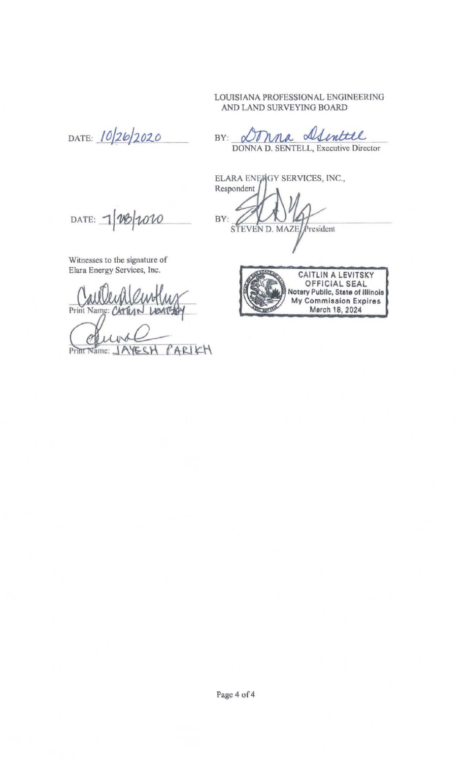LOUISIANA PROFESSIONAL ENGINEERING AND LAND SURVEYING BOARD

DATE: 10/26/2020

BY: Donna Sentell
DONNA D. SENTELL, Executive Director

ELARA ENERGY SERVICES, INC., Respondent

DATE: 7/28/2020

BY:
STEVEN D. MAZE, President

Witnesses to the signature of Elara Energy Services, Inc.

Print Name: CAITLIN LEVITSKY

Print Name: JAYESH PARIKH

CAITLIN A LEVITSKY
OFFICIAL SEAL
Notary Public, State of Illinois
My Commission Expires
March 18, 2024